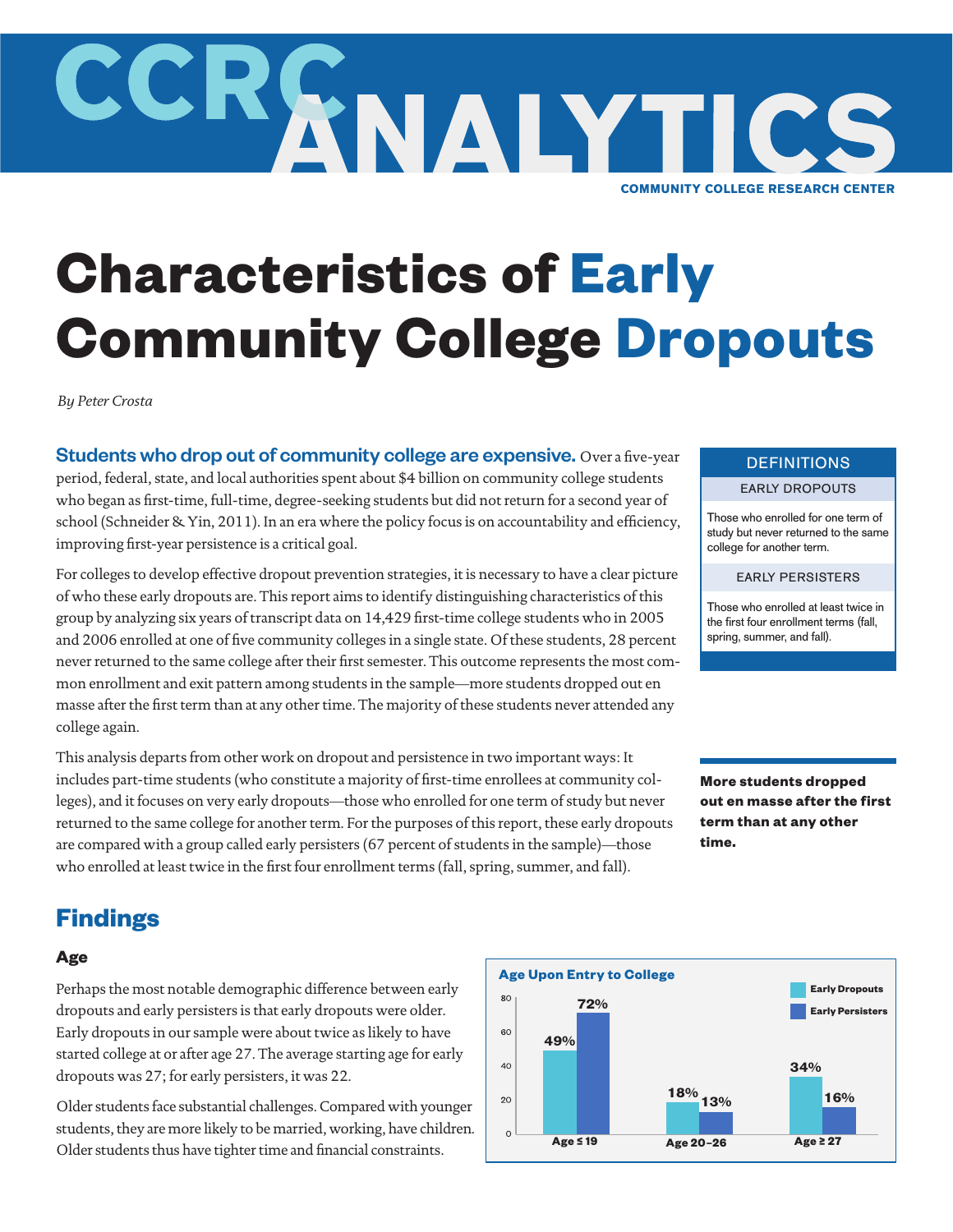# CCRC ANALYTICS

COMMUNITY COLLEGE RESEARCH CENTER

# Characteristics of Early Community College Dropouts

*By Peter Crosta*

**Students who drop out of community college are expensive.** Over a five-year period, federal, state, and local authorities spent about $4 billion on community college students who began as first-time, full-time, degree-seeking students but did not return for a second year of school (Schneider & Yin, 2011). In an era where the policy focus is on accountability and efficiency, improving first-year persistence is a critical goal.

For colleges to develop effective dropout prevention strategies, it is necessary to have a clear picture of who these early dropouts are. This report aims to identify distinguishing characteristics of this group by analyzing six years of transcript data on 14,429 first-time college students who in 2005 and 2006 enrolled at one of five community colleges in a single state. Of these students, 28 percent never returned to the same college after their first semester. This outcome represents the most common enrollment and exit pattern among students in the sample—more students dropped out en masse after the first term than at any other time. The majority of these students never attended any college again.

This analysis departs from other work on dropout and persistence in two important ways: It includes part-time students (who constitute a majority of first-time enrollees at community colleges), and it focuses on very early dropouts—those who enrolled for one term of study but never returned to the same college for another term. For the purposes of this report, these early dropouts are compared with a group called early persisters (67 percent of students in the sample)—those who enrolled at least twice in the first four enrollment terms (fall, spring, summer, and fall).

> **DEFINITIONS**
>
> **EARLY DROPOUTS**
>
> Those who enrolled for one term of study but never returned to the same college for another term.
>
> **EARLY PERSISTERS**
>
> Those who enrolled at least twice in the first four enrollment terms (fall, spring, summer, and fall).

**More students dropped out en masse after the first term than at any other time.**

## Findings

### Age

Perhaps the most notable demographic difference between early dropouts and early persisters is that early dropouts were older. Early dropouts in our sample were about twice as likely to have started college at or after age 27. The average starting age for early dropouts was 27; for early persisters, it was 22.

Older students face substantial challenges. Compared with younger students, they are more likely to be married, working, have children. Older students thus have tighter time and financial constraints.

**Age Upon Entry to College**

| | Early Dropouts | Early Persisters |
|---|---|---|
| Age ≤ 19 | 49% | 72% |
| Age 20–26 | 18% | 13% |
| Age ≥ 27 | 34% | 16% |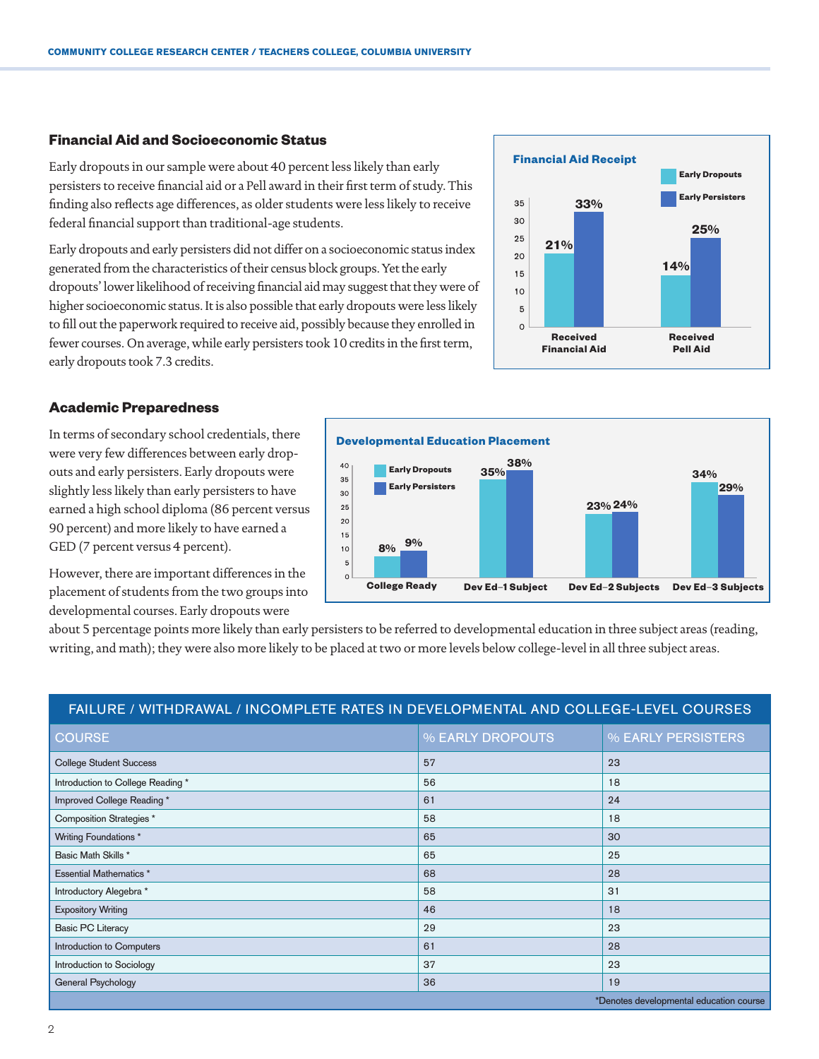## Financial Aid and Socioeconomic Status

Early dropouts in our sample were about 40 percent less likely than early persisters to receive financial aid or a Pell award in their first term of study. This finding also reflects age differences, as older students were less likely to receive federal financial support than traditional-age students.

Early dropouts and early persisters did not differ on a socioeconomic status index generated from the characteristics of their census block groups. Yet the early dropouts' lower likelihood of receiving financial aid may suggest that they were of higher socioeconomic status. It is also possible that early dropouts were less likely to fill out the paperwork required to receive aid, possibly because they enrolled in fewer courses. On average, while early persisters took 10 credits in the first term, early dropouts took 7.3 credits.

**Financial Aid Receipt**

| | Early Dropouts | Early Persisters |
|---|---|---|
| Received Financial Aid | 21% | 33% |
| Received Pell Aid | 14% | 25% |

## Academic Preparedness

In terms of secondary school credentials, there were very few differences between early dropouts and early persisters. Early dropouts were slightly less likely than early persisters to have earned a high school diploma (86 percent versus 90 percent) and more likely to have earned a GED (7 percent versus 4 percent).

However, there are important differences in the placement of students from the two groups into developmental courses. Early dropouts were about 5 percentage points more likely than early persisters to be referred to developmental education in three subject areas (reading, writing, and math); they were also more likely to be placed at two or more levels below college-level in all three subject areas.

**Developmental Education Placement**

| | Early Dropouts | Early Persisters |
|---|---|---|
| College Ready | 8% | 9% |
| Dev Ed–1 Subject | 35% | 38% |
| Dev Ed–2 Subjects | 23% | 24% |
| Dev Ed–3 Subjects | 34% | 29% |

**FAILURE / WITHDRAWAL / INCOMPLETE RATES IN DEVELOPMENTAL AND COLLEGE-LEVEL COURSES**

| COURSE | % EARLY DROPOUTS | % EARLY PERSISTERS |
|---|---|---|
| College Student Success | 57 | 23 |
| Introduction to College Reading * | 56 | 18 |
| Improved College Reading * | 61 | 24 |
| Composition Strategies * | 58 | 18 |
| Writing Foundations * | 65 | 30 |
| Basic Math Skills * | 65 | 25 |
| Essential Mathematics * | 68 | 28 |
| Introductory Alegebra * | 58 | 31 |
| Expository Writing | 46 | 18 |
| Basic PC Literacy | 29 | 23 |
| Introduction to Computers | 61 | 28 |
| Introduction to Sociology | 37 | 23 |
| General Psychology | 36 | 19 |

*Denotes developmental education course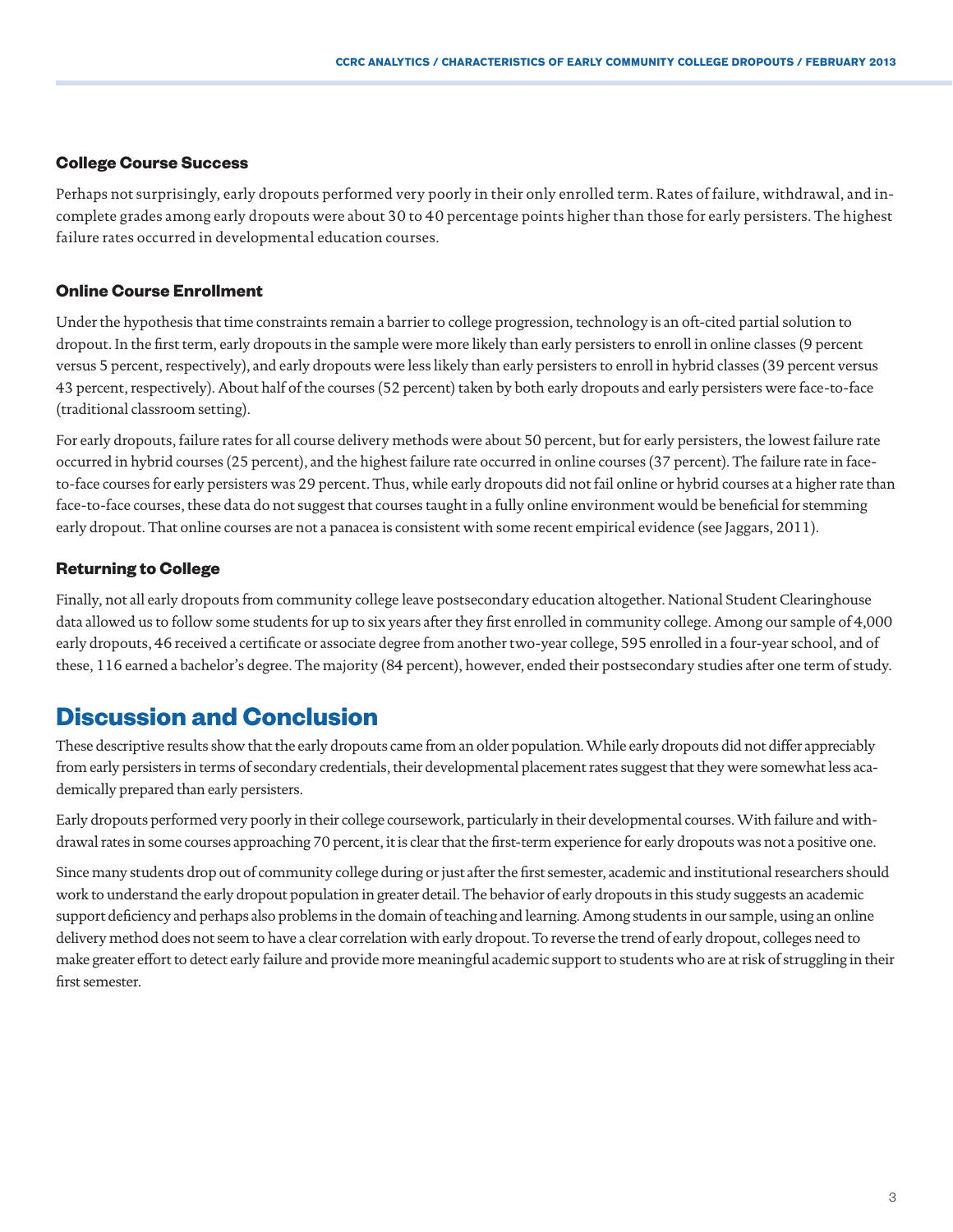### College Course Success

Perhaps not surprisingly, early dropouts performed very poorly in their only enrolled term. Rates of failure, withdrawal, and incomplete grades among early dropouts were about 30 to 40 percentage points higher than those for early persisters. The highest failure rates occurred in developmental education courses.

### Online Course Enrollment

Under the hypothesis that time constraints remain a barrier to college progression, technology is an oft-cited partial solution to dropout. In the first term, early dropouts in the sample were more likely than early persisters to enroll in online classes (9 percent versus 5 percent, respectively), and early dropouts were less likely than early persisters to enroll in hybrid classes (39 percent versus 43 percent, respectively). About half of the courses (52 percent) taken by both early dropouts and early persisters were face-to-face (traditional classroom setting).

For early dropouts, failure rates for all course delivery methods were about 50 percent, but for early persisters, the lowest failure rate occurred in hybrid courses (25 percent), and the highest failure rate occurred in online courses (37 percent). The failure rate in face-to-face courses for early persisters was 29 percent. Thus, while early dropouts did not fail online or hybrid courses at a higher rate than face-to-face courses, these data do not suggest that courses taught in a fully online environment would be beneficial for stemming early dropout. That online courses are not a panacea is consistent with some recent empirical evidence (see Jaggars, 2011).

### Returning to College

Finally, not all early dropouts from community college leave postsecondary education altogether. National Student Clearinghouse data allowed us to follow some students for up to six years after they first enrolled in community college. Among our sample of 4,000 early dropouts, 46 received a certificate or associate degree from another two-year college, 595 enrolled in a four-year school, and of these, 116 earned a bachelor's degree. The majority (84 percent), however, ended their postsecondary studies after one term of study.

## Discussion and Conclusion

These descriptive results show that the early dropouts came from an older population. While early dropouts did not differ appreciably from early persisters in terms of secondary credentials, their developmental placement rates suggest that they were somewhat less academically prepared than early persisters.

Early dropouts performed very poorly in their college coursework, particularly in their developmental courses. With failure and withdrawal rates in some courses approaching 70 percent, it is clear that the first-term experience for early dropouts was not a positive one.

Since many students drop out of community college during or just after the first semester, academic and institutional researchers should work to understand the early dropout population in greater detail. The behavior of early dropouts in this study suggests an academic support deficiency and perhaps also problems in the domain of teaching and learning. Among students in our sample, using an online delivery method does not seem to have a clear correlation with early dropout. To reverse the trend of early dropout, colleges need to make greater effort to detect early failure and provide more meaningful academic support to students who are at risk of struggling in their first semester.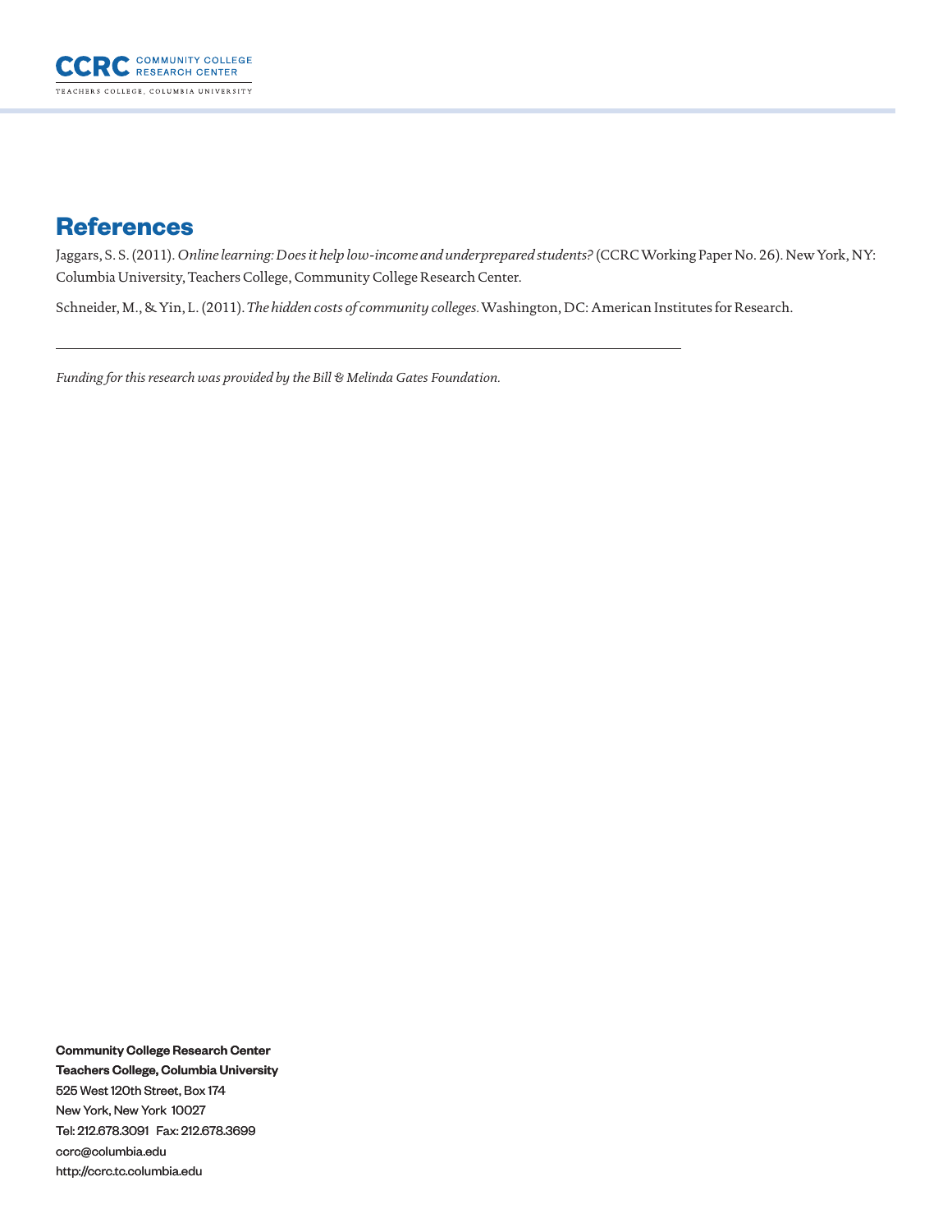## References

Jaggars, S. S. (2011). *Online learning: Does it help low-income and underprepared students?* (CCRC Working Paper No. 26). New York, NY: Columbia University, Teachers College, Community College Research Center.

Schneider, M., & Yin, L. (2011). *The hidden costs of community colleges.* Washington, DC: American Institutes for Research.

---

*Funding for this research was provided by the Bill & Melinda Gates Foundation.*

**Community College Research Center**
**Teachers College, Columbia University**
525 West 120th Street, Box 174
New York, New York 10027
Tel: 212.678.3091 Fax: 212.678.3699
ccrc@columbia.edu
http://ccrc.tc.columbia.edu